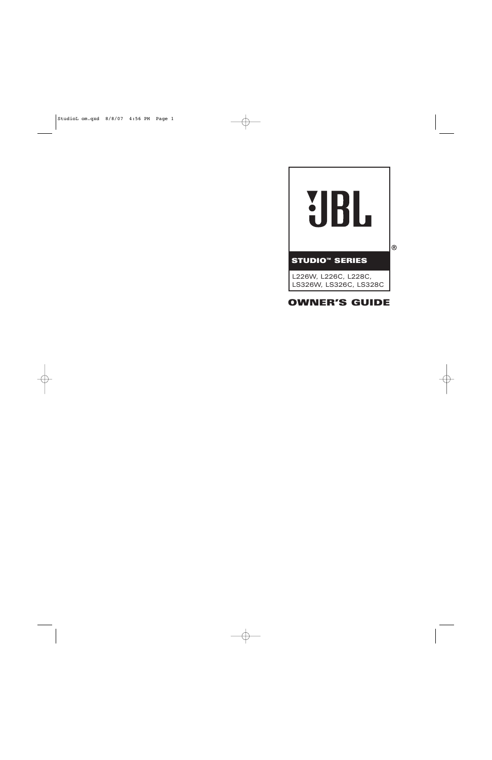# JBL®

**STUDIO™ SERIES**

L226W, L226C, L228C,
LS326W, LS326C, LS328C

## OWNER'S GUIDE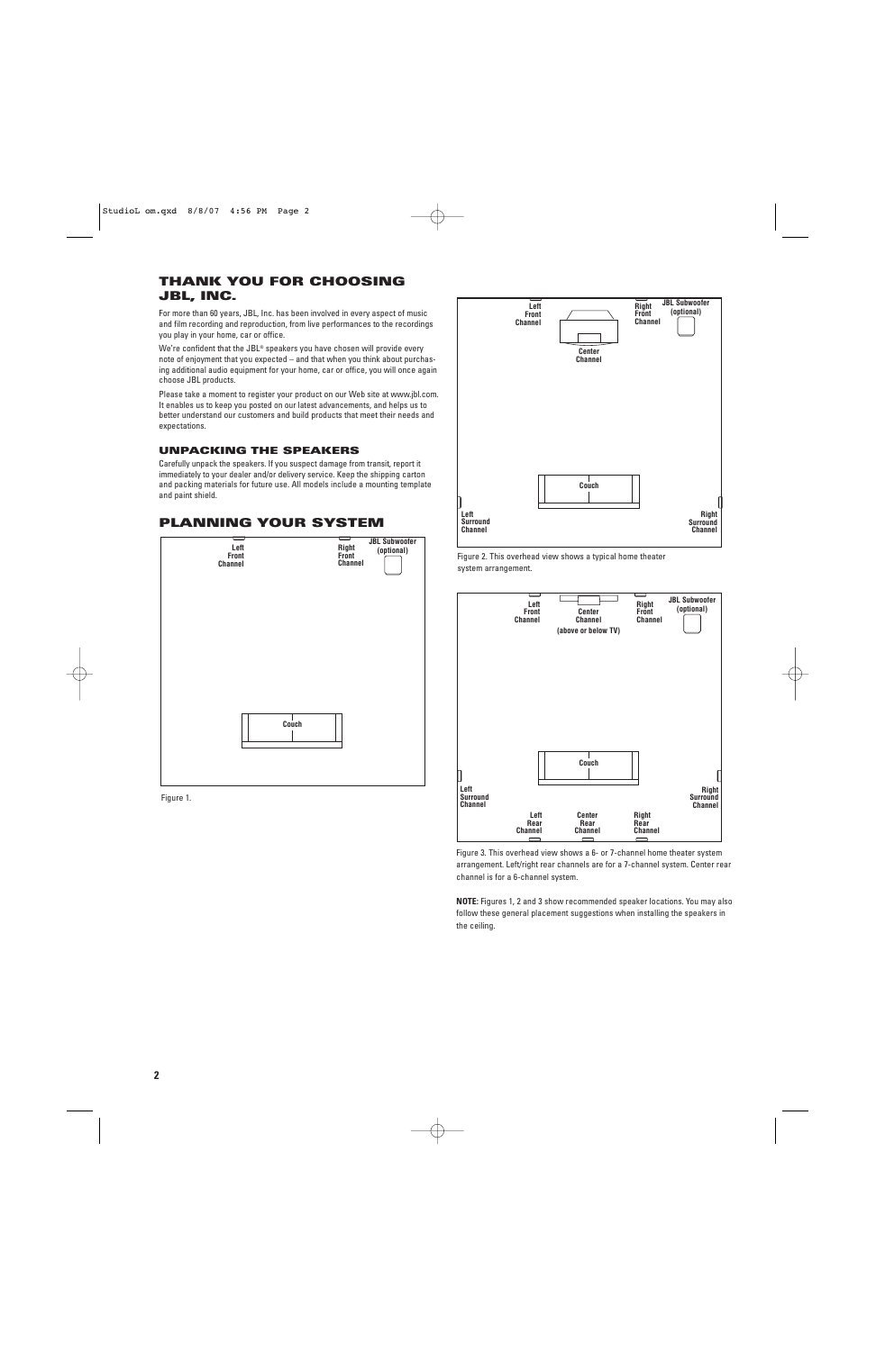## THANK YOU FOR CHOOSING JBL, INC.

For more than 60 years, JBL, Inc. has been involved in every aspect of music and film recording and reproduction, from live performances to the recordings you play in your home, car or office.

We're confident that the JBL® speakers you have chosen will provide every note of enjoyment that you expected – and that when you think about purchasing additional audio equipment for your home, car or office, you will once again choose JBL products.

Please take a moment to register your product on our Web site at www.jbl.com. It enables us to keep you posted on our latest advancements, and helps us to better understand our customers and build products that meet their needs and expectations.

### UNPACKING THE SPEAKERS

Carefully unpack the speakers. If you suspect damage from transit, report it immediately to your dealer and/or delivery service. Keep the shipping carton and packing materials for future use. All models include a mounting template and paint shield.

## PLANNING YOUR SYSTEM

Left Front Channel | Right Front Channel | JBL Subwoofer (optional) | Couch

Figure 1.

Left Front Channel | Right Front Channel | JBL Subwoofer (optional) | Center Channel | Couch | Left Surround Channel | Right Surround Channel

Figure 2. This overhead view shows a typical home theater system arrangement.

Left Front Channel | Center Channel (above or below TV) | Right Front Channel | JBL Subwoofer (optional) | Couch | Left Surround Channel | Right Surround Channel | Left Rear Channel | Center Rear Channel | Right Rear Channel

Figure 3. This overhead view shows a 6- or 7-channel home theater system arrangement. Left/right rear channels are for a 7-channel system. Center rear channel is for a 6-channel system.

**NOTE:** Figures 1, 2 and 3 show recommended speaker locations. You may also follow these general placement suggestions when installing the speakers in the ceiling.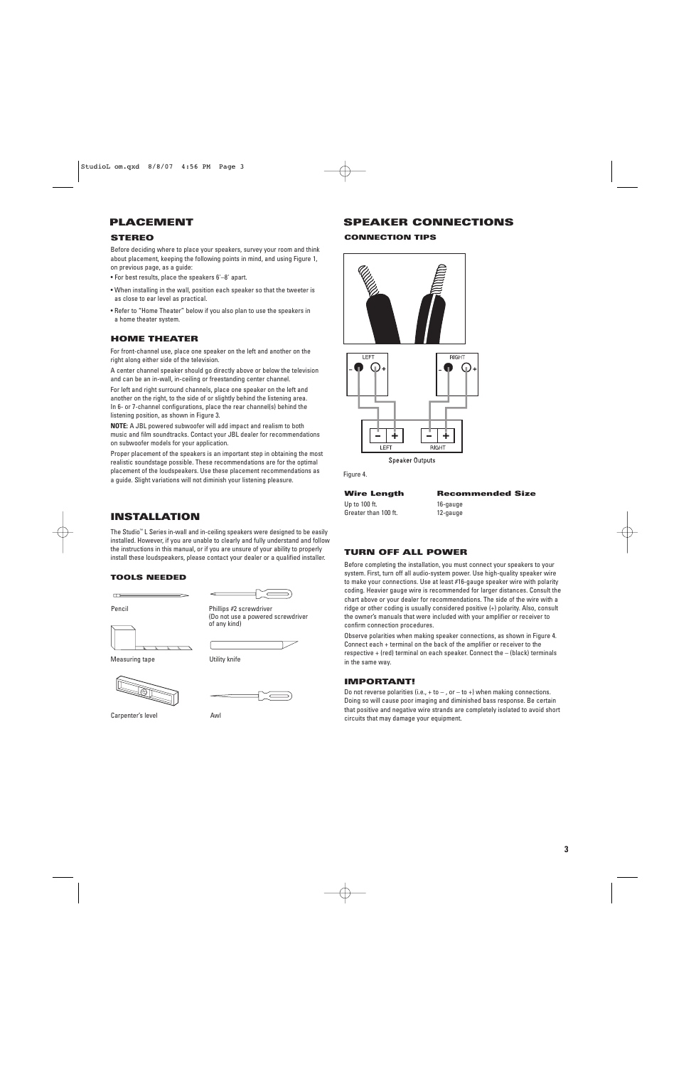# PLACEMENT

## STEREO

Before deciding where to place your speakers, survey your room and think about placement, keeping the following points in mind, and using Figure 1, on previous page, as a guide:

- For best results, place the speakers 6'–8' apart.
- When installing in the wall, position each speaker so that the tweeter is as close to ear level as practical.
- Refer to "Home Theater" below if you also plan to use the speakers in a home theater system.

## HOME THEATER

For front-channel use, place one speaker on the left and another on the right along either side of the television.

A center channel speaker should go directly above or below the television and can be an in-wall, in-ceiling or freestanding center channel.

For left and right surround channels, place one speaker on the left and another on the right, to the side of or slightly behind the listening area. In 6- or 7-channel configurations, place the rear channel(s) behind the listening position, as shown in Figure 3.

**NOTE:** A JBL powered subwoofer will add impact and realism to both music and film soundtracks. Contact your JBL dealer for recommendations on subwoofer models for your application.

Proper placement of the speakers is an important step in obtaining the most realistic soundstage possible. These recommendations are for the optimal placement of the loudspeakers. Use these placement recommendations as a guide. Slight variations will not diminish your listening pleasure.

# INSTALLATION

The Studio™ L Series in-wall and in-ceiling speakers were designed to be easily installed. However, if you are unable to clearly and fully understand and follow the instructions in this manual, or if you are unsure of your ability to properly install these loudspeakers, please contact your dealer or a qualified installer.

## TOOLS NEEDED

- Pencil
- Phillips #2 screwdriver (Do not use a powered screwdriver of any kind)
- Measuring tape
- Utility knife
- Carpenter's level
- Awl

# SPEAKER CONNECTIONS

## CONNECTION TIPS

LEFT – + RIGHT – +

– + LEFT – + RIGHT

Speaker Outputs

Figure 4.

| Wire Length | Recommended Size |
|---|---|
| Up to 100 ft. | 16-gauge |
| Greater than 100 ft. | 12-gauge |

## TURN OFF ALL POWER

Before completing the installation, you must connect your speakers to your system. First, turn off all audio-system power. Use high-quality speaker wire to make your connections. Use at least #16-gauge speaker wire with polarity coding. Heavier gauge wire is recommended for larger distances. Consult the chart above or your dealer for recommendations. The side of the wire with a ridge or other coding is usually considered positive (+) polarity. Also, consult the owner's manuals that were included with your amplifier or receiver to confirm connection procedures.

Observe polarities when making speaker connections, as shown in Figure 4. Connect each + terminal on the back of the amplifier or receiver to the respective + (red) terminal on each speaker. Connect the – (black) terminals in the same way.

## IMPORTANT!

Do not reverse polarities (i.e., + to – , or – to +) when making connections. Doing so will cause poor imaging and diminished bass response. Be certain that positive and negative wire strands are completely isolated to avoid short circuits that may damage your equipment.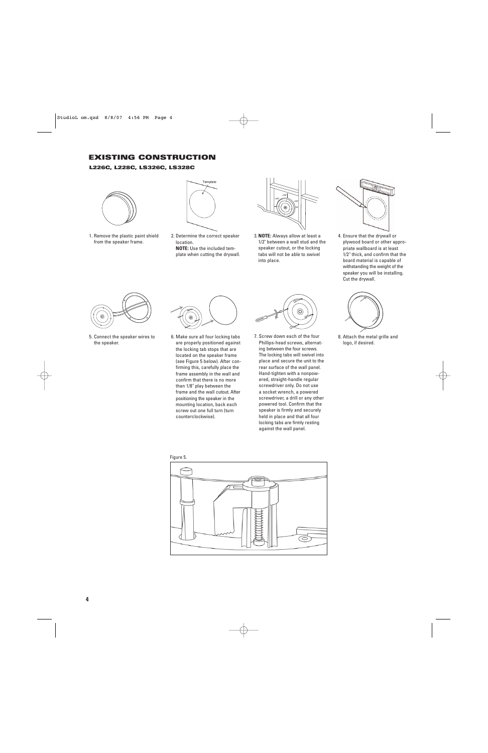## EXISTING CONSTRUCTION

### L226C, L228C, LS326C, LS328C

1. Remove the plastic paint shield from the speaker frame.

2. Determine the correct speaker location.
**NOTE:** Use the included template when cutting the drywall.

3. **NOTE:** Always allow at least a 1/2" between a wall stud and the speaker cutout, or the locking tabs will not be able to swivel into place.

4. Ensure that the drywall or plywood board or other appropriate wallboard is at least 1/2" thick, and confirm that the board material is capable of withstanding the weight of the speaker you will be installing. Cut the drywall.

5. Connect the speaker wires to the speaker.

6. Make sure all four locking tabs are properly positioned against the locking tab stops that are located on the speaker frame (see Figure 5 below). After confirming this, carefully place the frame assembly in the wall and confirm that there is no more than 1/8" play between the frame and the wall cutout. After positioning the speaker in the mounting location, back each screw out one full turn (turn counterclockwise).

7. Screw down each of the four Phillips-head screws, alternating between the four screws. The locking tabs will swivel into place and secure the unit to the rear surface of the wall panel. Hand-tighten with a nonpowered, straight-handle regular screwdriver only. Do not use a socket wrench, a powered screwdriver, a drill or any other powered tool. Confirm that the speaker is firmly and securely held in place and that all four locking tabs are firmly resting against the wall panel.

8. Attach the metal grille and logo, if desired.

Figure 5.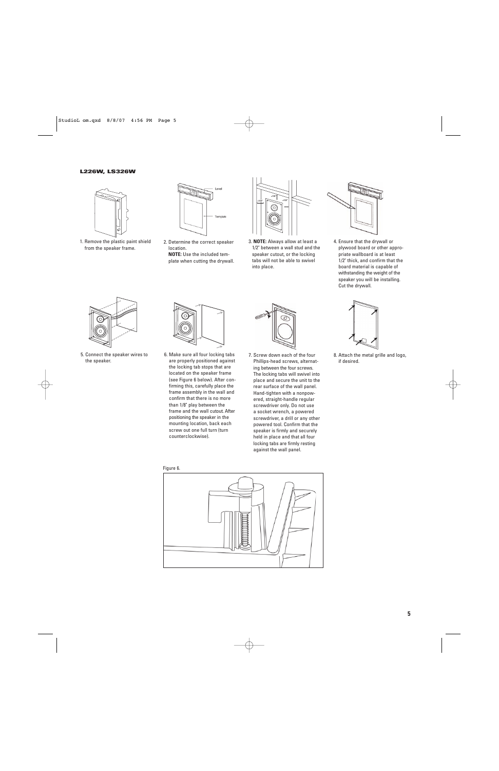## L226W, LS326W

1. Remove the plastic paint shield from the speaker frame.

2. Determine the correct speaker location.
**NOTE:** Use the included template when cutting the drywall.

3. **NOTE:** Always allow at least a 1/2" between a wall stud and the speaker cutout, or the locking tabs will not be able to swivel into place.

4. Ensure that the drywall or plywood board or other appropriate wallboard is at least 1/2" thick, and confirm that the board material is capable of withstanding the weight of the speaker you will be installing. Cut the drywall.

5. Connect the speaker wires to the speaker.

6. Make sure all four locking tabs are properly positioned against the locking tab stops that are located on the speaker frame (see Figure 6 below). After confirming this, carefully place the frame assembly in the wall and confirm that there is no more than 1/8" play between the frame and the wall cutout. After positioning the speaker in the mounting location, back each screw out one full turn (turn counterclockwise).

7. Screw down each of the four Phillips-head screws, alternating between the four screws. The locking tabs will swivel into place and secure the unit to the rear surface of the wall panel. Hand-tighten with a nonpowered, straight-handle regular screwdriver only. Do not use a socket wrench, a powered screwdriver, a drill or any other powered tool. Confirm that the speaker is firmly and securely held in place and that all four locking tabs are firmly resting against the wall panel.

8. Attach the metal grille and logo, if desired.

Figure 6.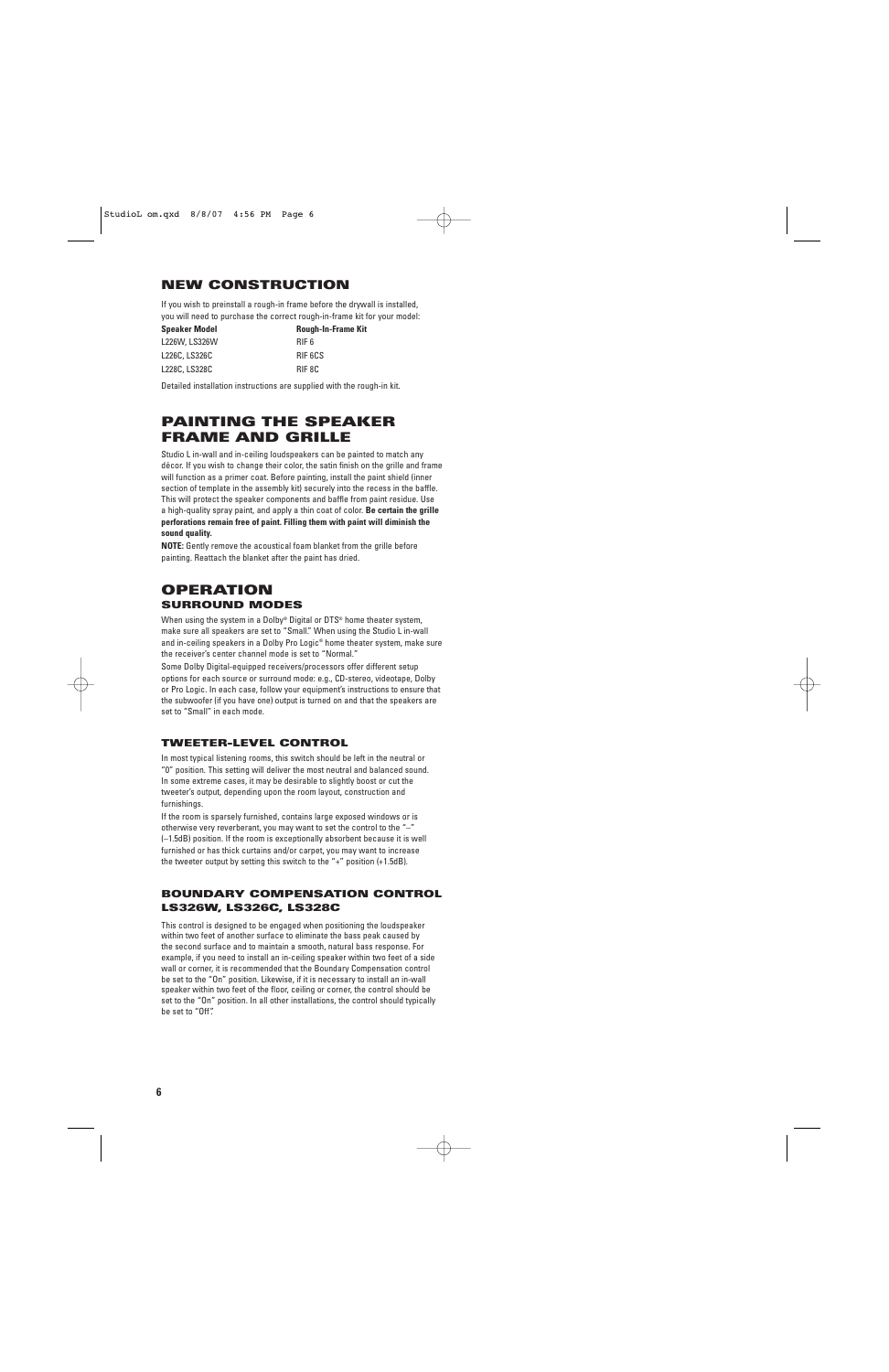## NEW CONSTRUCTION

If you wish to preinstall a rough-in frame before the drywall is installed, you will need to purchase the correct rough-in-frame kit for your model:

| Speaker Model | Rough-In-Frame Kit |
| --- | --- |
| L226W, LS326W | RIF 6 |
| L226C, LS326C | RIF 6CS |
| L228C, LS328C | RIF 8C |

Detailed installation instructions are supplied with the rough-in kit.

## PAINTING THE SPEAKER FRAME AND GRILLE

Studio L in-wall and in-ceiling loudspeakers can be painted to match any décor. If you wish to change their color, the satin finish on the grille and frame will function as a primer coat. Before painting, install the paint shield (inner section of template in the assembly kit) securely into the recess in the baffle. This will protect the speaker components and baffle from paint residue. Use a high-quality spray paint, and apply a thin coat of color. **Be certain the grille perforations remain free of paint. Filling them with paint will diminish the sound quality.**

**NOTE:** Gently remove the acoustical foam blanket from the grille before painting. Reattach the blanket after the paint has dried.

## OPERATION

### SURROUND MODES

When using the system in a Dolby® Digital or DTS® home theater system, make sure all speakers are set to "Small." When using the Studio L in-wall and in-ceiling speakers in a Dolby Pro Logic® home theater system, make sure the receiver's center channel mode is set to "Normal."

Some Dolby Digital-equipped receivers/processors offer different setup options for each source or surround mode: e.g., CD-stereo, videotape, Dolby or Pro Logic. In each case, follow your equipment's instructions to ensure that the subwoofer (if you have one) output is turned on and that the speakers are set to "Small" in each mode.

### TWEETER-LEVEL CONTROL

In most typical listening rooms, this switch should be left in the neutral or "0" position. This setting will deliver the most neutral and balanced sound. In some extreme cases, it may be desirable to slightly boost or cut the tweeter's output, depending upon the room layout, construction and furnishings.

If the room is sparsely furnished, contains large exposed windows or is otherwise very reverberant, you may want to set the control to the "–" (–1.5dB) position. If the room is exceptionally absorbent because it is well furnished or has thick curtains and/or carpet, you may want to increase the tweeter output by setting this switch to the "+" position (+1.5dB).

### BOUNDARY COMPENSATION CONTROL LS326W, LS326C, LS328C

This control is designed to be engaged when positioning the loudspeaker within two feet of another surface to eliminate the bass peak caused by the second surface and to maintain a smooth, natural bass response. For example, if you need to install an in-ceiling speaker within two feet of a side wall or corner, it is recommended that the Boundary Compensation control be set to the "On" position. Likewise, if it is necessary to install an in-wall speaker within two feet of the floor, ceiling or corner, the control should be set to the "On" position. In all other installations, the control should typically be set to "Off."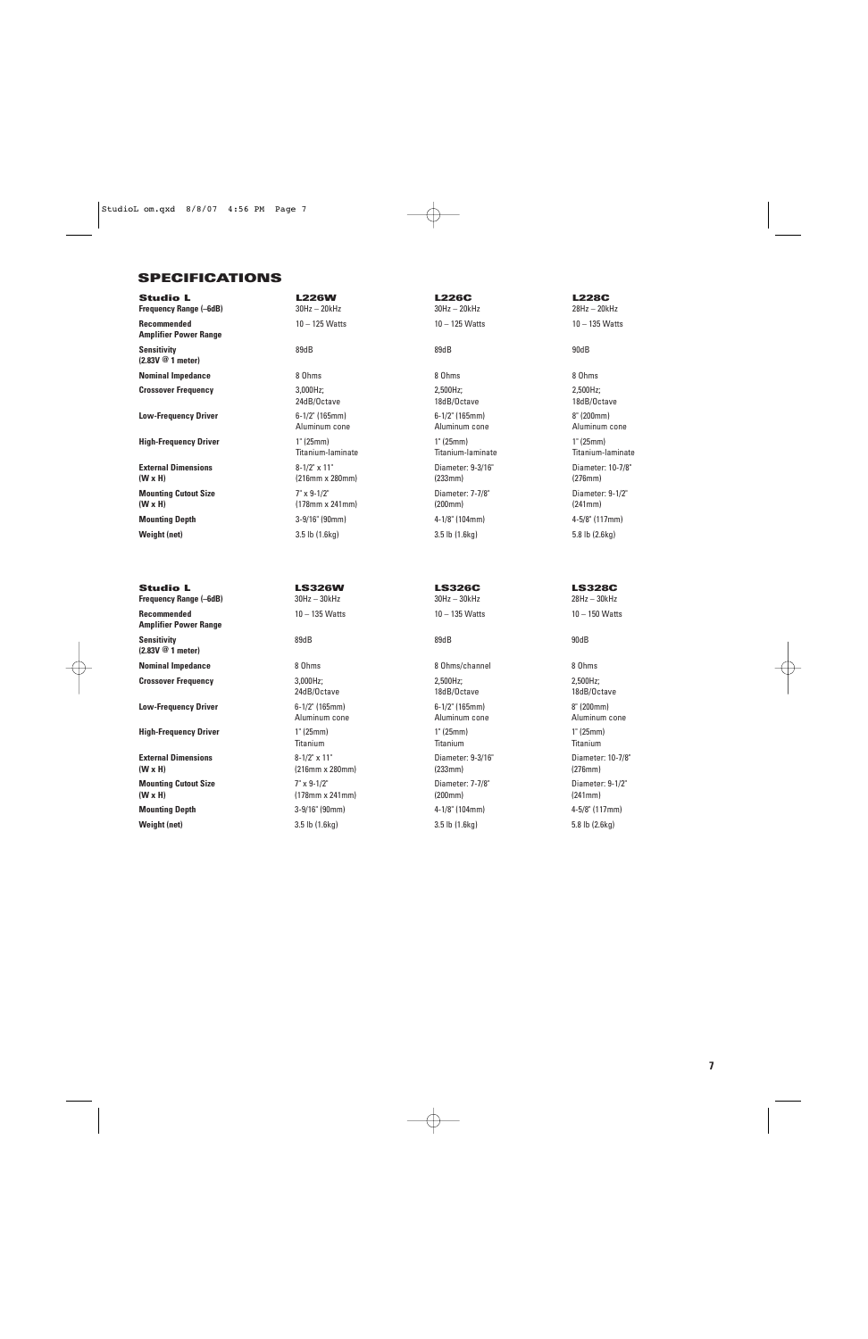## SPECIFICATIONS

| Studio L | L226W | L226C | L228C |
|---|---|---|---|
| **Frequency Range (–6dB)** | 30Hz – 20kHz | 30Hz – 20kHz | 28Hz – 20kHz |
| **Recommended Amplifier Power Range** | 10 – 125 Watts | 10 – 125 Watts | 10 – 135 Watts |
| **Sensitivity (2.83V @ 1 meter)** | 89dB | 89dB | 90dB |
| **Nominal Impedance** | 8 Ohms | 8 Ohms | 8 Ohms |
| **Crossover Frequency** | 3,000Hz; 24dB/Octave | 2,500Hz; 18dB/Octave | 2,500Hz; 18dB/Octave |
| **Low-Frequency Driver** | 6-1/2" (165mm) Aluminum cone | 6-1/2" (165mm) Aluminum cone | 8" (200mm) Aluminum cone |
| **High-Frequency Driver** | 1" (25mm) Titanium-laminate | 1" (25mm) Titanium-laminate | 1" (25mm) Titanium-laminate |
| **External Dimensions (W x H)** | 8-1/2" x 11" (216mm x 280mm) | Diameter: 9-3/16" (233mm) | Diameter: 10-7/8" (276mm) |
| **Mounting Cutout Size (W x H)** | 7" x 9-1/2" (178mm x 241mm) | Diameter: 7-7/8" (200mm) | Diameter: 9-1/2" (241mm) |
| **Mounting Depth** | 3-9/16" (90mm) | 4-1/8" (104mm) | 4-5/8" (117mm) |
| **Weight (net)** | 3.5 lb (1.6kg) | 3.5 lb (1.6kg) | 5.8 lb (2.6kg) |

| Studio L | LS326W | LS326C | LS328C |
|---|---|---|---|
| **Frequency Range (–6dB)** | 30Hz – 30kHz | 30Hz – 30kHz | 28Hz – 30kHz |
| **Recommended Amplifier Power Range** | 10 – 135 Watts | 10 – 135 Watts | 10 – 150 Watts |
| **Sensitivity (2.83V @ 1 meter)** | 89dB | 89dB | 90dB |
| **Nominal Impedance** | 8 Ohms | 8 Ohms/channel | 8 Ohms |
| **Crossover Frequency** | 3,000Hz; 24dB/Octave | 2,500Hz; 18dB/Octave | 2,500Hz; 18dB/Octave |
| **Low-Frequency Driver** | 6-1/2" (165mm) Aluminum cone | 6-1/2" (165mm) Aluminum cone | 8" (200mm) Aluminum cone |
| **High-Frequency Driver** | 1" (25mm) Titanium | 1" (25mm) Titanium | 1" (25mm) Titanium |
| **External Dimensions (W x H)** | 8-1/2" x 11" (216mm x 280mm) | Diameter: 9-3/16" (233mm) | Diameter: 10-7/8" (276mm) |
| **Mounting Cutout Size (W x H)** | 7" x 9-1/2" (178mm x 241mm) | Diameter: 7-7/8" (200mm) | Diameter: 9-1/2" (241mm) |
| **Mounting Depth** | 3-9/16" (90mm) | 4-1/8" (104mm) | 4-5/8" (117mm) |
| **Weight (net)** | 3.5 lb (1.6kg) | 3.5 lb (1.6kg) | 5.8 lb (2.6kg) |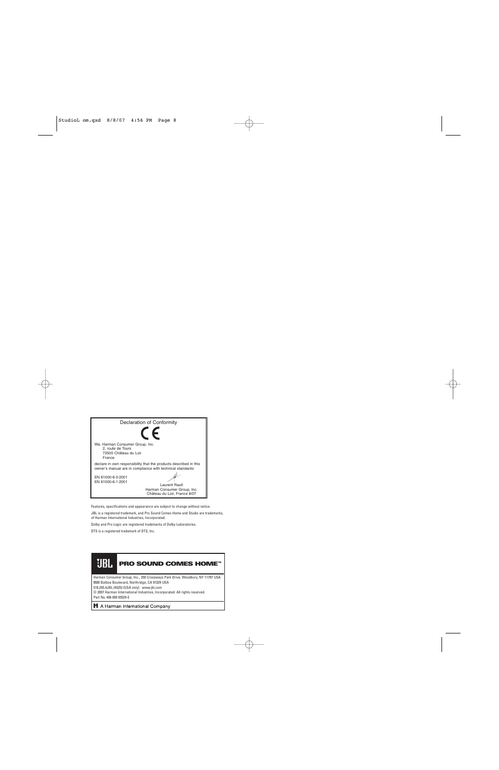Declaration of Conformity

CE

We, Harman Consumer Group, Inc.
2, route de Tours
72500 Château du Loir
France

declare in own responsibility that the products described in this owner's manual are in compliance with technical standards:

EN 61000-6-3:2001
EN 61000-6-1:2001

Laurent Rault
Harman Consumer Group, Inc.
Château du Loir, France 8/07

Features, specifications and appearance are subject to change without notice.

JBL is a registered trademark, and Pro Sound Comes Home and Studio are trademarks, of Harman International Industries, Incorporated.

Dolby and Pro Logic are registered trademarks of Dolby Laboratories.

DTS is a registered trademark of DTS, Inc.

**JBL PRO SOUND COMES HOME™**

Harman Consumer Group, Inc., 250 Crossways Park Drive, Woodbury, NY 11797 USA
8500 Balboa Boulevard, Northridge, CA 91329 USA
516.255.4JBL (4525) (USA only) www.jbl.com
© 2007 Harman International Industries, Incorporated. All rights reserved.
Part No. 406-000-05529-E

A Harman International Company